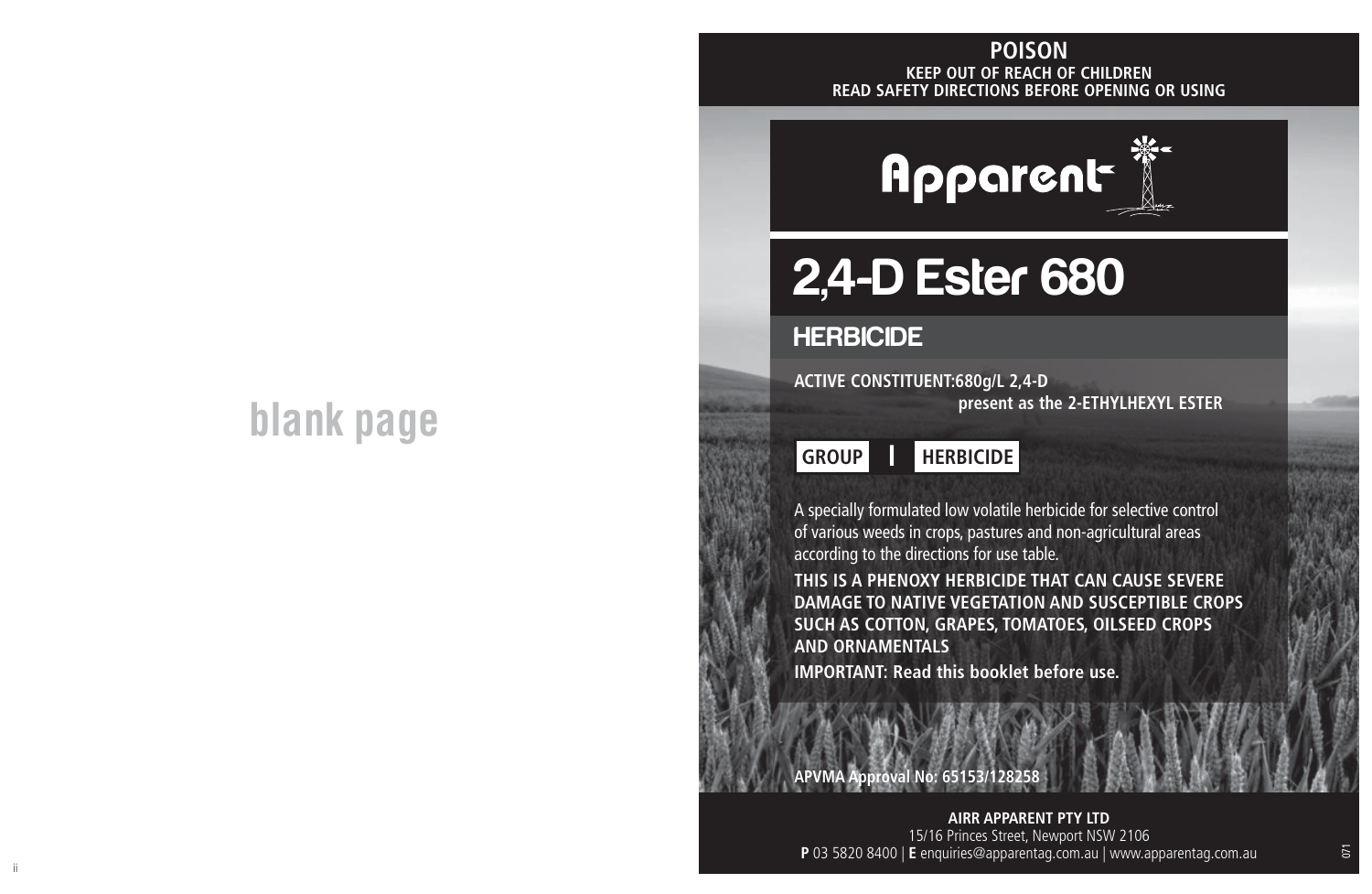blank page

**POISON**

**KEEP OUT OF REACH OF CHILDREN**

**READ SAFETY DIRECTIONS BEFORE OPENING OR USING**

Apparent

# 2,4-D Ester 680

## HERBICIDE

**ACTIVE CONSTITUENT:680g/L 2,4-D**
**present as the 2-ETHYLHEXYL ESTER**

**GROUP I HERBICIDE**

A specially formulated low volatile herbicide for selective control of various weeds in crops, pastures and non-agricultural areas according to the directions for use table.

**THIS IS A PHENOXY HERBICIDE THAT CAN CAUSE SEVERE DAMAGE TO NATIVE VEGETATION AND SUSCEPTIBLE CROPS SUCH AS COTTON, GRAPES, TOMATOES, OILSEED CROPS AND ORNAMENTALS**

**IMPORTANT: Read this booklet before use.**

**APVMA Approval No: 65153/128258**

**AIRR APPARENT PTY LTD**
15/16 Princes Street, Newport NSW 2106
**P** 03 5820 8400 | **E** enquiries@apparentag.com.au | www.apparentag.com.au

071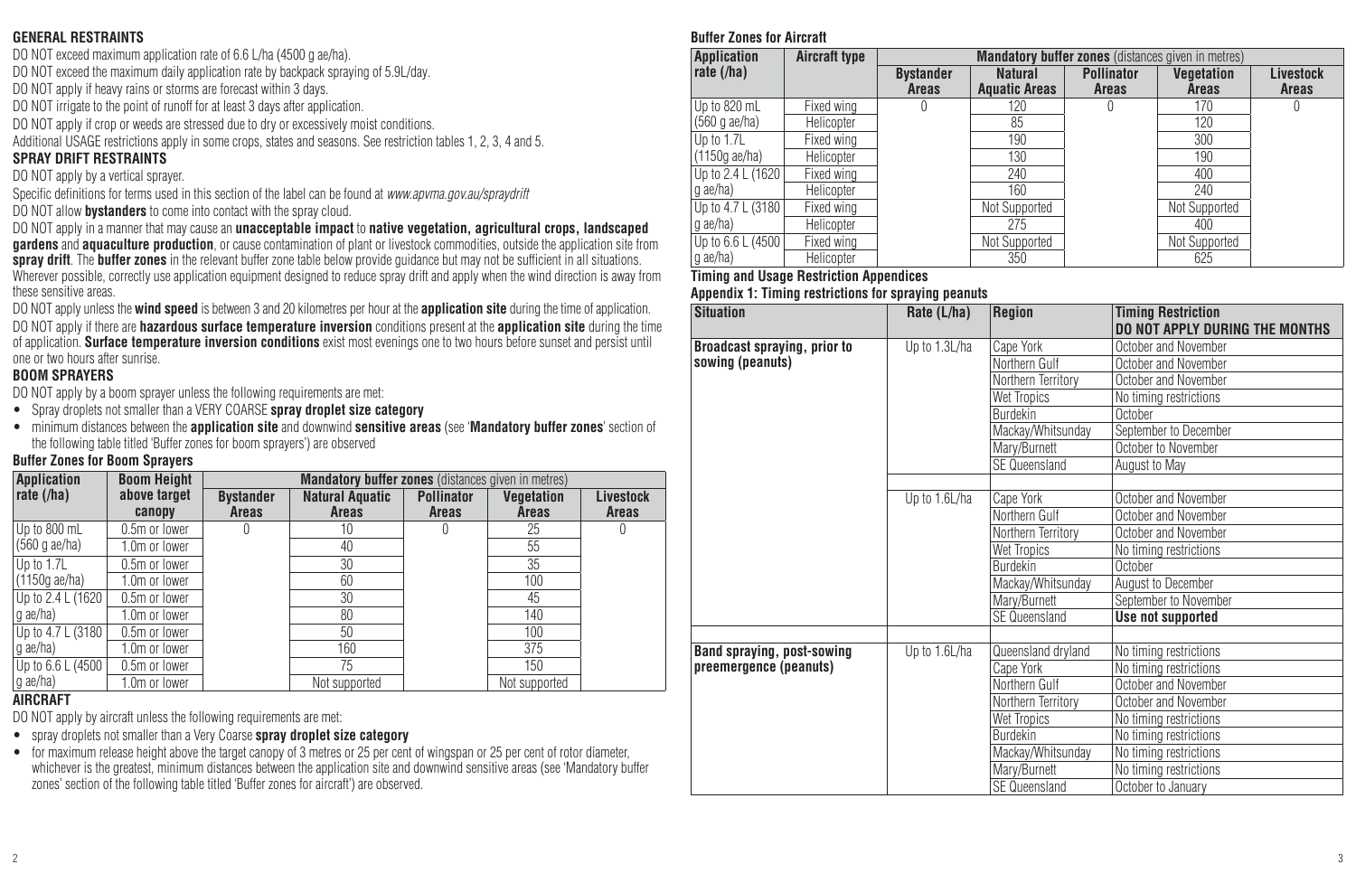**GENERAL RESTRAINTS**

DO NOT exceed maximum application rate of 6.6 L/ha (4500 g ae/ha).

DO NOT exceed the maximum daily application rate by backpack spraying of 5.9L/day.

DO NOT apply if heavy rains or storms are forecast within 3 days.

DO NOT irrigate to the point of runoff for at least 3 days after application.

DO NOT apply if crop or weeds are stressed due to dry or excessively moist conditions.

Additional USAGE restrictions apply in some crops, states and seasons. See restriction tables 1, 2, 3, 4 and 5.

**SPRAY DRIFT RESTRAINTS**

DO NOT apply by a vertical sprayer.

Specific definitions for terms used in this section of the label can be found at *www.apvma.gov.au/spraydrift*

DO NOT allow **bystanders** to come into contact with the spray cloud.

DO NOT apply in a manner that may cause an **unacceptable impact** to **native vegetation, agricultural crops, landscaped gardens** and **aquaculture production**, or cause contamination of plant or livestock commodities, outside the application site from **spray drift**. The **buffer zones** in the relevant buffer zone table below provide guidance but may not be sufficient in all situations. Wherever possible, correctly use application equipment designed to reduce spray drift and apply when the wind direction is away from these sensitive areas.

DO NOT apply unless the **wind speed** is between 3 and 20 kilometres per hour at the **application site** during the time of application.

DO NOT apply if there are **hazardous surface temperature inversion** conditions present at the **application site** during the time of application. **Surface temperature inversion conditions** exist most evenings one to two hours before sunset and persist until one or two hours after sunrise.

**BOOM SPRAYERS**

DO NOT apply by a boom sprayer unless the following requirements are met:

- Spray droplets not smaller than a VERY COARSE **spray droplet size category**
- minimum distances between the **application site** and downwind **sensitive areas** (see '**Mandatory buffer zones**' section of the following table titled 'Buffer zones for boom sprayers') are observed

**Buffer Zones for Boom Sprayers**

| Application rate (/ha) | Boom Height above target canopy | Mandatory buffer zones (distances given in metres) | | | | |
|---|---|---|---|---|---|---|
| | | Bystander Areas | Natural Aquatic Areas | Pollinator Areas | Vegetation Areas | Livestock Areas |
| Up to 800 mL (560 g ae/ha) | 0.5m or lower | 0 | 10 | 0 | 25 | 0 |
| | 1.0m or lower | | 40 | | 55 | |
| Up to 1.7L (1150g ae/ha) | 0.5m or lower | | 30 | | 35 | |
| | 1.0m or lower | | 60 | | 100 | |
| Up to 2.4 L (1620 g ae/ha) | 0.5m or lower | | 30 | | 45 | |
| | 1.0m or lower | | 80 | | 140 | |
| Up to 4.7 L (3180 g ae/ha) | 0.5m or lower | | 50 | | 100 | |
| | 1.0m or lower | | 160 | | 375 | |
| Up to 6.6 L (4500 g ae/ha) | 0.5m or lower | | 75 | | 150 | |
| | 1.0m or lower | | Not supported | | Not supported | |

**AIRCRAFT**

DO NOT apply by aircraft unless the following requirements are met:

- spray droplets not smaller than a Very Coarse **spray droplet size category**
- for maximum release height above the target canopy of 3 metres or 25 per cent of wingspan or 25 per cent of rotor diameter, whichever is the greatest, minimum distances between the application site and downwind sensitive areas (see 'Mandatory buffer zones' section of the following table titled 'Buffer zones for aircraft') are observed.

**Buffer Zones for Aircraft**

| Application rate (/ha) | Aircraft type | Mandatory buffer zones (distances given in metres) | | | | |
|---|---|---|---|---|---|---|
| | | Bystander Areas | Natural Aquatic Areas | Pollinator Areas | Vegetation Areas | Livestock Areas |
| Up to 820 mL (560 g ae/ha) | Fixed wing | 0 | 120 | 0 | 170 | 0 |
| | Helicopter | | 85 | | 120 | |
| Up to 1.7L (1150g ae/ha) | Fixed wing | | 190 | | 300 | |
| | Helicopter | | 130 | | 190 | |
| Up to 2.4 L (1620 g ae/ha) | Fixed wing | | 240 | | 400 | |
| | Helicopter | | 160 | | 240 | |
| Up to 4.7 L (3180 g ae/ha) | Fixed wing | | Not Supported | | Not Supported | |
| | Helicopter | | 275 | | 400 | |
| Up to 6.6 L (4500 g ae/ha) | Fixed wing | | Not Supported | | Not Supported | |
| | Helicopter | | 350 | | 625 | |

**Timing and Usage Restriction Appendices**

**Appendix 1: Timing restrictions for spraying peanuts**

| Situation | Rate (L/ha) | Region | Timing Restriction DO NOT APPLY DURING THE MONTHS |
|---|---|---|---|
| Broadcast spraying, prior to sowing (peanuts) | Up to 1.3L/ha | Cape York | October and November |
| | | Northern Gulf | October and November |
| | | Northern Territory | October and November |
| | | Wet Tropics | No timing restrictions |
| | | Burdekin | October |
| | | Mackay/Whitsunday | September to December |
| | | Mary/Burnett | October to November |
| | | SE Queensland | August to May |
| | | | |
| | Up to 1.6L/ha | Cape York | October and November |
| | | Northern Gulf | October and November |
| | | Northern Territory | October and November |
| | | Wet Tropics | No timing restrictions |
| | | Burdekin | October |
| | | Mackay/Whitsunday | August to December |
| | | Mary/Burnett | September to November |
| | | SE Queensland | **Use not supported** |
| | | | |
| Band spraying, post-sowing preemergence (peanuts) | Up to 1.6L/ha | Queensland dryland | No timing restrictions |
| | | Cape York | No timing restrictions |
| | | Northern Gulf | October and November |
| | | Northern Territory | October and November |
| | | Wet Tropics | No timing restrictions |
| | | Burdekin | No timing restrictions |
| | | Mackay/Whitsunday | No timing restrictions |
| | | Mary/Burnett | No timing restrictions |
| | | SE Queensland | October to January |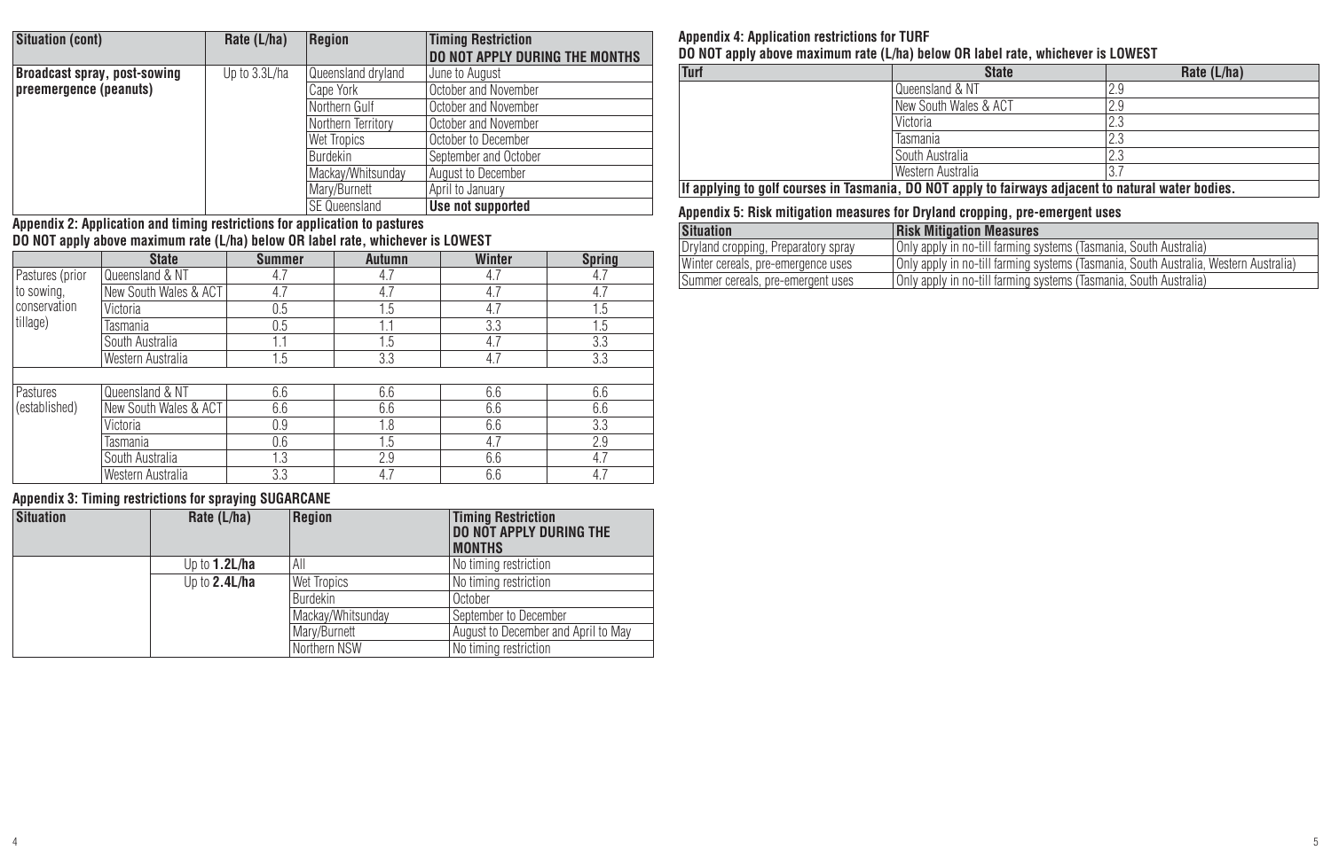| Situation (cont) | Rate (L/ha) | Region | Timing Restriction DO NOT APPLY DURING THE MONTHS |
|---|---|---|---|
| **Broadcast spray, post-sowing preemergence (peanuts)** | Up to 3.3L/ha | Queensland dryland | June to August |
| | | Cape York | October and November |
| | | Northern Gulf | October and November |
| | | Northern Territory | October and November |
| | | Wet Tropics | October to December |
| | | Burdekin | September and October |
| | | Mackay/Whitsunday | August to December |
| | | Mary/Burnett | April to January |
| | | SE Queensland | **Use not supported** |

**Appendix 2: Application and timing restrictions for application to pastures**
**DO NOT apply above maximum rate (L/ha) below OR label rate, whichever is LOWEST**

| | State | Summer | Autumn | Winter | Spring |
|---|---|---|---|---|---|
| Pastures (prior to sowing, conservation tillage) | Queensland & NT | 4.7 | 4.7 | 4.7 | 4.7 |
| | New South Wales & ACT | 4.7 | 4.7 | 4.7 | 4.7 |
| | Victoria | 0.5 | 1.5 | 4.7 | 1.5 |
| | Tasmania | 0.5 | 1.1 | 3.3 | 1.5 |
| | South Australia | 1.1 | 1.5 | 4.7 | 3.3 |
| | Western Australia | 1.5 | 3.3 | 4.7 | 3.3 |
| | | | | | |
| Pastures (established) | Queensland & NT | 6.6 | 6.6 | 6.6 | 6.6 |
| | New South Wales & ACT | 6.6 | 6.6 | 6.6 | 6.6 |
| | Victoria | 0.9 | 1.8 | 6.6 | 3.3 |
| | Tasmania | 0.6 | 1.5 | 4.7 | 2.9 |
| | South Australia | 1.3 | 2.9 | 6.6 | 4.7 |
| | Western Australia | 3.3 | 4.7 | 6.6 | 4.7 |

**Appendix 3: Timing restrictions for spraying SUGARCANE**

| Situation | Rate (L/ha) | Region | Timing Restriction DO NOT APPLY DURING THE MONTHS |
|---|---|---|---|
| | Up to **1.2L/ha** | All | No timing restriction |
| | Up to **2.4L/ha** | Wet Tropics | No timing restriction |
| | | Burdekin | October |
| | | Mackay/Whitsunday | September to December |
| | | Mary/Burnett | August to December and April to May |
| | | Northern NSW | No timing restriction |

**Appendix 4: Application restrictions for TURF**
**DO NOT apply above maximum rate (L/ha) below OR label rate, whichever is LOWEST**

| Turf | State | Rate (L/ha) |
|---|---|---|
| | Queensland & NT | 2.9 |
| | New South Wales & ACT | 2.9 |
| | Victoria | 2.3 |
| | Tasmania | 2.3 |
| | South Australia | 2.3 |
| | Western Australia | 3.7 |
| **If applying to golf courses in Tasmania, DO NOT apply to fairways adjacent to natural water bodies.** | | |

**Appendix 5: Risk mitigation measures for Dryland cropping, pre-emergent uses**

| Situation | Risk Mitigation Measures |
|---|---|
| Dryland cropping, Preparatory spray | Only apply in no-till farming systems (Tasmania, South Australia) |
| Winter cereals, pre-emergence uses | Only apply in no-till farming systems (Tasmania, South Australia, Western Australia) |
| Summer cereals, pre-emergent uses | Only apply in no-till farming systems (Tasmania, South Australia) |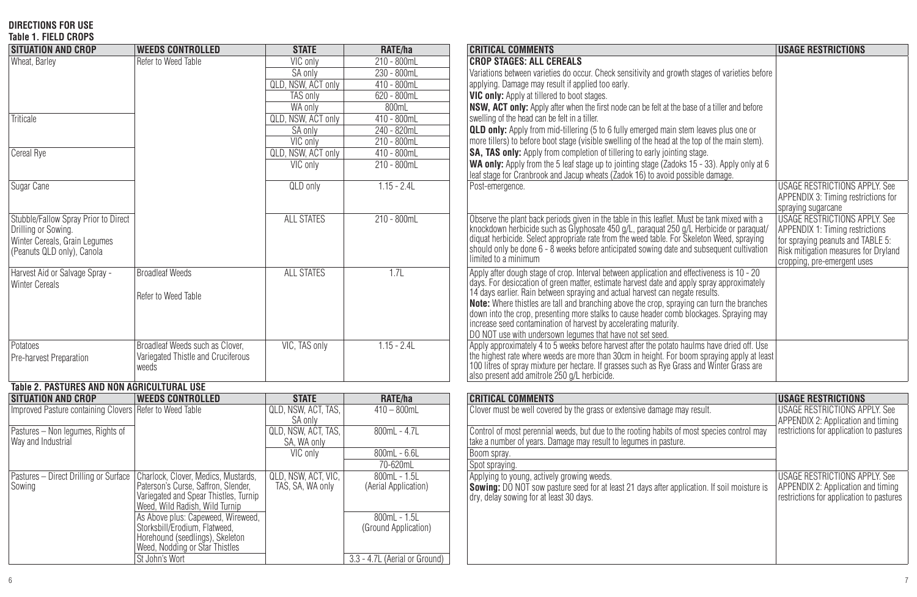**DIRECTIONS FOR USE**

**Table 1. FIELD CROPS**

| SITUATION AND CROP | WEEDS CONTROLLED | STATE | RATE/ha | CRITICAL COMMENTS | USAGE RESTRICTIONS |
|---|---|---|---|---|---|
| Wheat, Barley | Refer to Weed Table | VIC only | 210 - 800mL | **CROP STAGES: ALL CEREALS** Variations between varieties do occur. Check sensitivity and growth stages of varieties before applying. Damage may result if applied too early. **VIC only:** Apply at tillered to boot stages. **NSW, ACT only:** Apply after when the first node can be felt at the base of a tiller and before swelling of the head can be felt in a tiller. **QLD only:** Apply from mid-tillering (5 to 6 fully emerged main stem leaves plus one or more tillers) to before boot stage (visible swelling of the head at the top of the main stem). **SA, TAS only:** Apply from completion of tillering to early jointing stage. **WA only:** Apply from the 5 leaf stage up to jointing stage (Zadoks 15 - 33). Apply only at 6 leaf stage for Cranbrook and Jacup wheats (Zadok 16) to avoid possible damage. | |
| | | SA only | 230 - 800mL | | |
| | | QLD, NSW, ACT only | 410 - 800mL | | |
| | | TAS only | 620 - 800mL | | |
| | | WA only | 800mL | | |
| Triticale | | QLD, NSW, ACT only | 410 - 800mL | | |
| | | SA only | 240 - 820mL | | |
| | | VIC only | 210 - 800mL | | |
| Cereal Rye | | QLD, NSW, ACT only | 410 - 800mL | | |
| | | VIC only | 210 - 800mL | | |
| Sugar Cane | | QLD only | 1.15 - 2.4L | Post-emergence. | USAGE RESTRICTIONS APPLY. See APPENDIX 3: Timing restrictions for spraying sugarcane |
| Stubble/Fallow Spray Prior to Direct Drilling or Sowing. Winter Cereals, Grain Legumes (Peanuts QLD only), Canola | | ALL STATES | 210 - 800mL | Observe the plant back periods given in the table in this leaflet. Must be tank mixed with a knockdown herbicide such as Glyphosate 450 g/L, paraquat 250 g/L Herbicide or paraquat/ diquat herbicide. Select appropriate rate from the weed table. For Skeleton Weed, spraying should only be done 6 - 8 weeks before anticipated sowing date and subsequent cultivation limited to a minimum | USAGE RESTRICTIONS APPLY. See APPENDIX 1: Timing restrictions for spraying peanuts and TABLE 5: Risk mitigation measures for Dryland cropping, pre-emergent uses |
| Harvest Aid or Salvage Spray - Winter Cereals | Broadleaf Weeds<br><br>Refer to Weed Table | ALL STATES | 1.7L | Apply after dough stage of crop. Interval between application and effectiveness is 10 - 20 days. For desiccation of green matter, estimate harvest date and apply spray approximately 14 days earlier. Rain between spraying and actual harvest can negate results. **Note:** Where thistles are tall and branching above the crop, spraying can turn the branches down into the crop, presenting more stalks to cause header comb blockages. Spraying may increase seed contamination of harvest by accelerating maturity. DO NOT use with undersown legumes that have not set seed. | |
| Potatoes Pre-harvest Preparation | Broadleaf Weeds such as Clover, Variegated Thistle and Cruciferous weeds | VIC, TAS only | 1.15 - 2.4L | Apply approximately 4 to 5 weeks before harvest after the potato haulms have dried off. Use the highest rate where weeds are more than 30cm in height. For boom spraying apply at least 100 litres of spray mixture per hectare. If grasses such as Rye Grass and Winter Grass are also present add amitrole 250 g/L herbicide. | |

**Table 2. PASTURES AND NON AGRICULTURAL USE**

| SITUATION AND CROP | WEEDS CONTROLLED | STATE | RATE/ha | CRITICAL COMMENTS | USAGE RESTRICTIONS |
|---|---|---|---|---|---|
| Improved Pasture containing Clovers | Refer to Weed Table | QLD, NSW, ACT, TAS, SA only | 410 – 800mL | Clover must be well covered by the grass or extensive damage may result. | USAGE RESTRICTIONS APPLY. See APPENDIX 2: Application and timing restrictions for application to pastures |
| Pastures – Non legumes, Rights of Way and Industrial | | QLD, NSW, ACT, TAS, SA, WA only | 800mL - 4.7L | Control of most perennial weeds, but due to the rooting habits of most species control may take a number of years. Damage may result to legumes in pasture. | |
| | | VIC only | 800mL - 6.6L | Boom spray. | |
| | | | 70-620mL | Spot spraying. | |
| Pastures – Direct Drilling or Surface Sowing | Charlock, Clover, Medics, Mustards, Paterson's Curse, Saffron, Slender, Variegated and Spear Thistles, Turnip Weed, Wild Radish, Wild Turnip | QLD, NSW, ACT, VIC, TAS, SA, WA only | 800mL - 1.5L (Aerial Application) | Applying to young, actively growing weeds. **Sowing:** DO NOT sow pasture seed for at least 21 days after application. If soil moisture is dry, delay sowing for at least 30 days. | USAGE RESTRICTIONS APPLY. See APPENDIX 2: Application and timing restrictions for application to pastures |
| | As Above plus: Capeweed, Wireweed, Storksbill/Erodium, Flatweed, Horehound (seedlings), Skeleton Weed, Nodding or Star Thistles | | 800mL - 1.5L (Ground Application) | | |
| | St John's Wort | | 3.3 - 4.7L (Aerial or Ground) | | |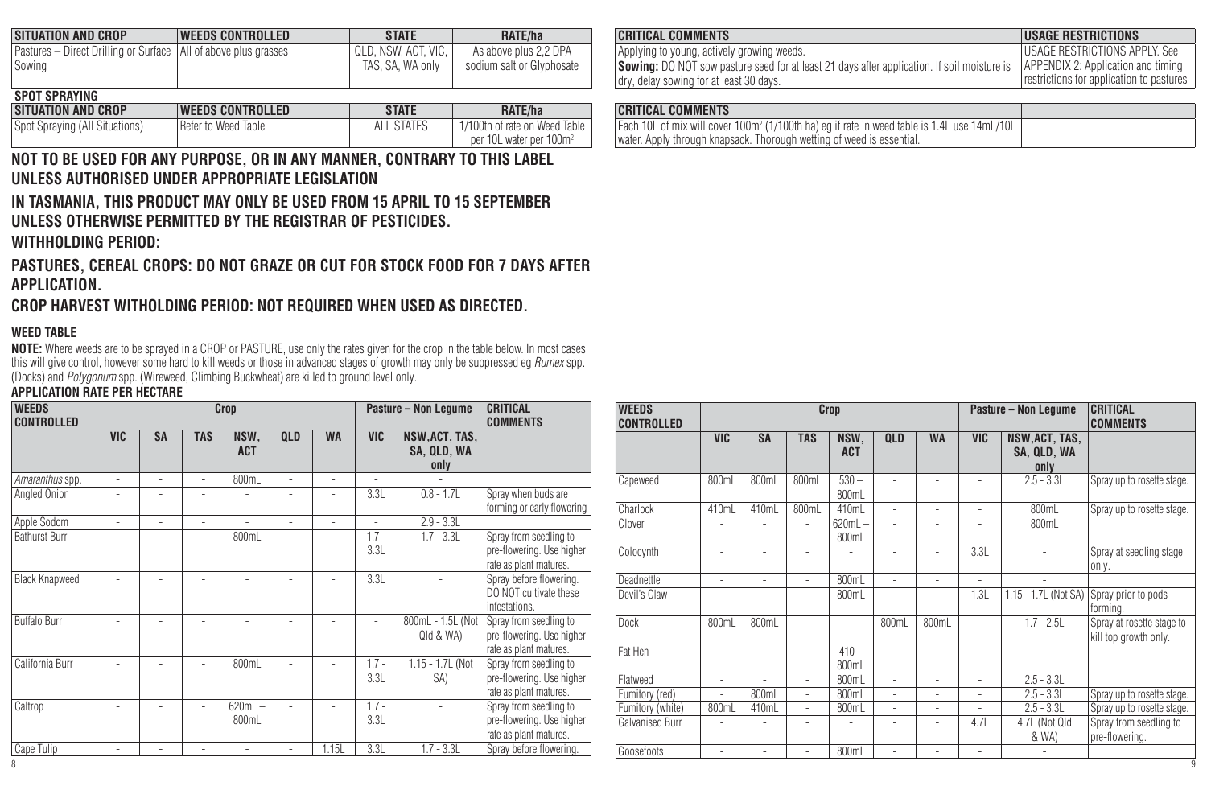| SITUATION AND CROP | WEEDS CONTROLLED | STATE | RATE/ha | CRITICAL COMMENTS | USAGE RESTRICTIONS |
|---|---|---|---|---|---|
| Pastures – Direct Drilling or Surface Sowing | All of above plus grasses | QLD, NSW, ACT, VIC, TAS, SA, WA only | As above plus 2,2 DPA sodium salt or Glyphosate | Applying to young, actively growing weeds. **Sowing:** DO NOT sow pasture seed for at least 21 days after application. If soil moisture is dry, delay sowing for at least 30 days. | USAGE RESTRICTIONS APPLY. See APPENDIX 2: Application and timing restrictions for application to pastures |

**SPOT SPRAYING**

| SITUATION AND CROP | WEEDS CONTROLLED | STATE | RATE/ha | CRITICAL COMMENTS | |
|---|---|---|---|---|---|
| Spot Spraying (All Situations) | Refer to Weed Table | ALL STATES | 1/100th of rate on Weed Table per 10L water per 100m² | Each 10L of mix will cover 100m² (1/100th ha) eg if rate in weed table is 1.4L use 14mL/10L water. Apply through knapsack. Thorough wetting of weed is essential. | |

## NOT TO BE USED FOR ANY PURPOSE, OR IN ANY MANNER, CONTRARY TO THIS LABEL UNLESS AUTHORISED UNDER APPROPRIATE LEGISLATION

## IN TASMANIA, THIS PRODUCT MAY ONLY BE USED FROM 15 APRIL TO 15 SEPTEMBER UNLESS OTHERWISE PERMITTED BY THE REGISTRAR OF PESTICIDES.

## WITHHOLDING PERIOD:

## PASTURES, CEREAL CROPS: DO NOT GRAZE OR CUT FOR STOCK FOOD FOR 7 DAYS AFTER APPLICATION.

## CROP HARVEST WITHOLDING PERIOD: NOT REQUIRED WHEN USED AS DIRECTED.

### WEED TABLE

**NOTE:** Where weeds are to be sprayed in a CROP or PASTURE, use only the rates given for the crop in the table below. In most cases this will give control, however some hard to kill weeds or those in advanced stages of growth may only be suppressed eg *Rumex* spp. (Docks) and *Polygonum* spp. (Wireweed, Climbing Buckwheat) are killed to ground level only.

**APPLICATION RATE PER HECTARE**

| WEEDS CONTROLLED | Crop | | | | | | Pasture – Non Legume | | CRITICAL COMMENTS |
|---|---|---|---|---|---|---|---|---|---|
| | VIC | SA | TAS | NSW, ACT | QLD | WA | VIC | NSW, ACT, TAS, SA, QLD, WA only | |
| *Amaranthus* spp. | - | - | - | 800mL | - | - | - | - | |
| Angled Onion | - | - | - | - | - | - | 3.3L | 0.8 - 1.7L | Spray when buds are forming or early flowering |
| Apple Sodom | - | - | - | - | - | - | - | 2.9 - 3.3L | |
| Bathurst Burr | - | - | - | 800mL | - | - | 1.7 - 3.3L | 1.7 - 3.3L | Spray from seedling to pre-flowering. Use higher rate as plant matures. |
| Black Knapweed | - | - | - | - | - | - | 3.3L | - | Spray before flowering. DO NOT cultivate these infestations. |
| Buffalo Burr | - | - | - | - | - | - | - | 800mL - 1.5L (Not Qld & WA) | Spray from seedling to pre-flowering. Use higher rate as plant matures. |
| California Burr | - | - | - | 800mL | - | - | 1.7 - 3.3L | 1.15 - 1.7L (Not SA) | Spray from seedling to pre-flowering. Use higher rate as plant matures. |
| Caltrop | - | - | - | 620mL – 800mL | - | - | 1.7 - 3.3L | - | Spray from seedling to pre-flowering. Use higher rate as plant matures. |
| Cape Tulip | - | - | - | - | - | 1.15L | 3.3L | 1.7 - 3.3L | Spray before flowering. |
| Capeweed | 800mL | 800mL | 800mL | 530 – 800mL | - | - | - | 2.5 - 3.3L | Spray up to rosette stage. |
| Charlock | 410mL | 410mL | 800mL | 410mL | - | - | - | 800mL | Spray up to rosette stage. |
| Clover | - | - | - | 620mL – 800mL | - | - | - | 800mL | |
| Colocynth | - | - | - | - | - | - | 3.3L | - | Spray at seedling stage only. |
| Deadnettle | - | - | - | 800mL | - | - | - | - | |
| Devil's Claw | - | - | - | 800mL | - | - | 1.3L | 1.15 - 1.7L (Not SA) | Spray prior to pods forming. |
| Dock | 800mL | 800mL | - | - | 800mL | 800mL | - | 1.7 - 2.5L | Spray at rosette stage to kill top growth only. |
| Fat Hen | - | - | - | 410 – 800mL | - | - | - | - | |
| Flatweed | - | - | - | 800mL | - | - | - | 2.5 - 3.3L | |
| Fumitory (red) | - | 800mL | - | 800mL | - | - | - | 2.5 - 3.3L | Spray up to rosette stage. |
| Fumitory (white) | 800mL | 410mL | - | 800mL | - | - | - | 2.5 - 3.3L | Spray up to rosette stage. |
| Galvanised Burr | - | - | - | - | - | - | 4.7L | 4.7L (Not Qld & WA) | Spray from seedling to pre-flowering. |
| Goosefoots | - | - | - | 800mL | - | - | - | - | |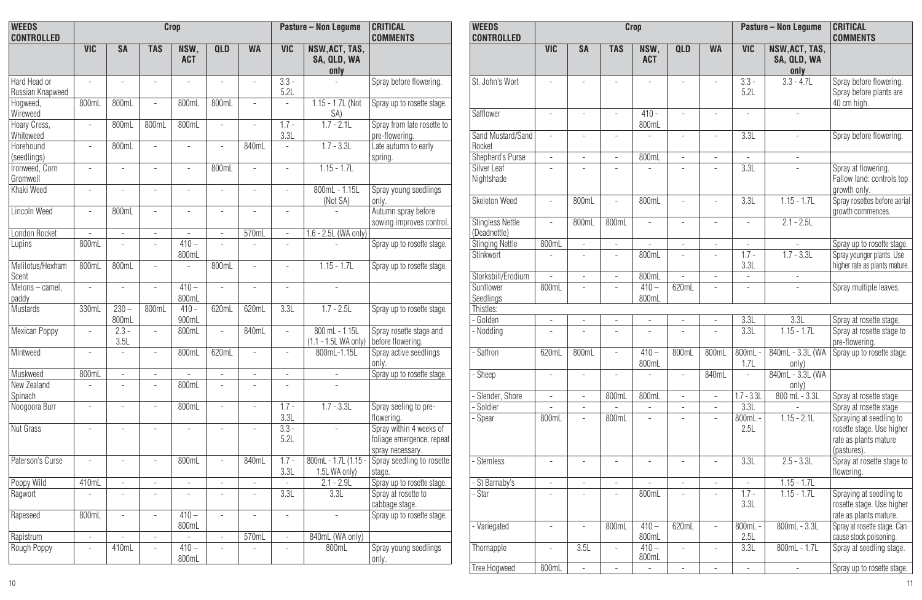| WEEDS CONTROLLED | Crop | | | | | | Pasture – Non Legume | | CRITICAL COMMENTS |
|---|---|---|---|---|---|---|---|---|---|
| | VIC | SA | TAS | NSW, ACT | QLD | WA | VIC | NSW, ACT, TAS, SA, QLD, WA only | |
| Hard Head or Russian Knapweed | - | - | - | - | - | - | 3.3 - 5.2L | - | Spray before flowering. |
| Hogweed, Wireweed | 800mL | 800mL | - | 800mL | 800mL | - | - | 1.15 - 1.7L (Not SA) | Spray up to rosette stage. |
| Hoary Cress, Whiteweed | - | 800mL | 800mL | 800mL | - | - | 1.7 - 3.3L | 1.7 - 2.1L | Spray from late rosette to pre-flowering. |
| Horehound (seedlings) | - | 800mL | - | - | - | 840mL | - | 1.7 - 3.3L | Late autumn to early spring. |
| Ironweed, Corn Gromwell | - | - | - | - | 800mL | - | - | 1.15 - 1.7L | |
| Khaki Weed | - | - | - | - | - | - | - | 800mL - 1.15L (Not SA) | Spray young seedlings only. |
| Lincoln Weed | - | 800mL | - | - | - | - | - | - | Autumn spray before sowing improves control. |
| London Rocket | - | - | - | - | - | 570mL | - | 1.6 - 2.5L (WA only) | |
| Lupins | 800mL | - | - | 410 – 800mL | - | - | - | - | Spray up to rosette stage. |
| Melilotus/Hexham Scent | 800mL | 800mL | - | - | 800mL | - | - | 1.15 - 1.7L | Spray up to rosette stage. |
| Melons – camel, paddy | - | - | - | 410 – 800mL | - | - | - | - | |
| Mustards | 330mL | 230 – 800mL | 800mL | 410 - 900mL | 620mL | 620mL | 3.3L | 1.7 - 2.5L | Spray up to rosette stage. |
| Mexican Poppy | - | 2.3 - 3.5L | - | 800mL | - | 840mL | - | 800 mL - 1.15L (1.1 - 1.5L WA only) | Spray rosette stage and before flowering. |
| Mintweed | - | - | - | 800mL | 620mL | - | - | 800mL-1.15L | Spray active seedlings only. |
| Muskweed | 800mL | - | - | - | - | - | - | - | Spray up to rosette stage. |
| New Zealand Spinach | - | - | - | 800mL | - | - | - | - | |
| Noogoora Burr | - | - | - | 800mL | - | - | 1.7 - 3.3L | 1.7 - 3.3L | Spray seeling to pre-flowering. |
| Nut Grass | - | - | - | - | - | - | 3.3 - 5.2L | - | Spray within 4 weeks of foliage emergence, repeat spray necessary. |
| Paterson's Curse | - | - | - | 800mL | - | 840mL | 1.7 - 3.3L | 800mL - 1.7L (1.15 - 1.5L WA only) | Spray seedling to rosette stage. |
| Poppy Wild | 410mL | - | - | - | - | - | - | 2.1 - 2.9L | Spray up to rosette stage. |
| Ragwort | - | - | - | - | - | - | 3.3L | 3.3L | Spray at rosette to cabbage stage. |
| Rapeseed | 800mL | - | - | 410 – 800mL | - | - | - | - | Spray up to rosette stage. |
| Rapistrum | - | - | - | - | - | 570mL | - | 840mL (WA only) | |
| Rough Poppy | - | 410mL | - | 410 – 800mL | - | - | - | 800mL | Spray young seedlings only. |

| WEEDS CONTROLLED | Crop | | | | | | Pasture – Non Legume | | CRITICAL COMMENTS |
|---|---|---|---|---|---|---|---|---|---|
| | VIC | SA | TAS | NSW, ACT | QLD | WA | VIC | NSW, ACT, TAS, SA, QLD, WA only | |
| St. John's Wort | - | - | - | - | - | - | 3.3 - 5.2L | 3.3 - 4.7L | Spray before flowering. Spray before plants are 40 cm high. |
| Safflower | - | - | - | 410 - 800mL | - | - | - | - | |
| Sand Mustard/Sand Rocket | - | - | - | - | - | - | 3.3L | - | Spray before flowering. |
| Shepherd's Purse | - | - | - | 800mL | - | - | - | - | |
| Silver Leaf Nightshade | - | - | - | - | - | - | 3.3L | - | Spray at flowering. Fallow land: controls top growth only. |
| Skeleton Weed | - | 800mL | - | 800mL | - | - | 3.3L | 1.15 - 1.7L | Spray rosettes before aerial growth commences. |
| Stingless Nettle (Deadnettle) | - | 800mL | 800mL | - | - | - | - | 2.1 - 2.5L | |
| Stinging Nettle | 800mL | - | - | - | - | - | - | - | Spray up to rosette stage. |
| Stinkwort | - | - | - | 800mL | - | - | 1.7 - 3.3L | 1.7 - 3.3L | Spray younger plants. Use higher rate as plants mature. |
| Storksbill/Erodium | - | - | - | 800mL | - | - | - | - | |
| Sunflower Seedlings | 800mL | - | - | 410 – 800mL | 620mL | - | - | - | Spray multiple leaves. |
| Thistles: | | | | | | | | | |
| - Golden | - | - | - | - | - | - | 3.3L | 3.3L | Spray at rosette stage, |
| - Nodding | - | - | - | - | - | - | 3.3L | 1.15 - 1.7L | Spray at rosette stage to pre-flowering. |
| - Saffron | 620mL | 800mL | - | 410 – 800mL | 800mL | 800mL | 800mL - 1.7L | 840mL - 3.3L (WA only) | Spray up to rosette stage. |
| - Sheep | - | - | - | - | - | 840mL | - | 840mL - 3.3L (WA only) | |
| - Slender, Shore | - | - | 800mL | 800mL | - | - | 1.7 - 3.3L | 800 mL - 3.3L | Spray at rosette stage. |
| - Soldier | - | - | - | - | - | - | 3.3L | - | Spray at rosette stage |
| - Spear | 800mL | - | 800mL | - | - | - | 800mL - 2.5L | 1.15 - 2.1L | Spraying at seedling to rosette stage. Use higher rate as plants mature (pastures). |
| - Stemless | - | - | - | - | - | - | 3.3L | 2.5 - 3.3L | Spray at rosette stage to flowering. |
| - St Barnaby's | - | - | - | - | - | - | - | 1.15 - 1.7L | |
| - Star | - | - | - | 800mL | - | - | 1.7 - 3.3L | 1.15 - 1.7L | Spraying at seedling to rosette stage. Use higher rate as plants mature. |
| - Variegated | - | - | 800mL | 410 – 800mL | 620mL | - | 800mL - 2.5L | 800mL - 3.3L | Spray at rosette stage. Can cause stock poisoning. |
| Thornapple | - | 3.5L | - | 410 – 800mL | - | - | 3.3L | 800mL - 1.7L | Spray at seedling stage. |
| Tree Hogweed | 800mL | - | - | - | - | - | - | - | Spray up to rosette stage. |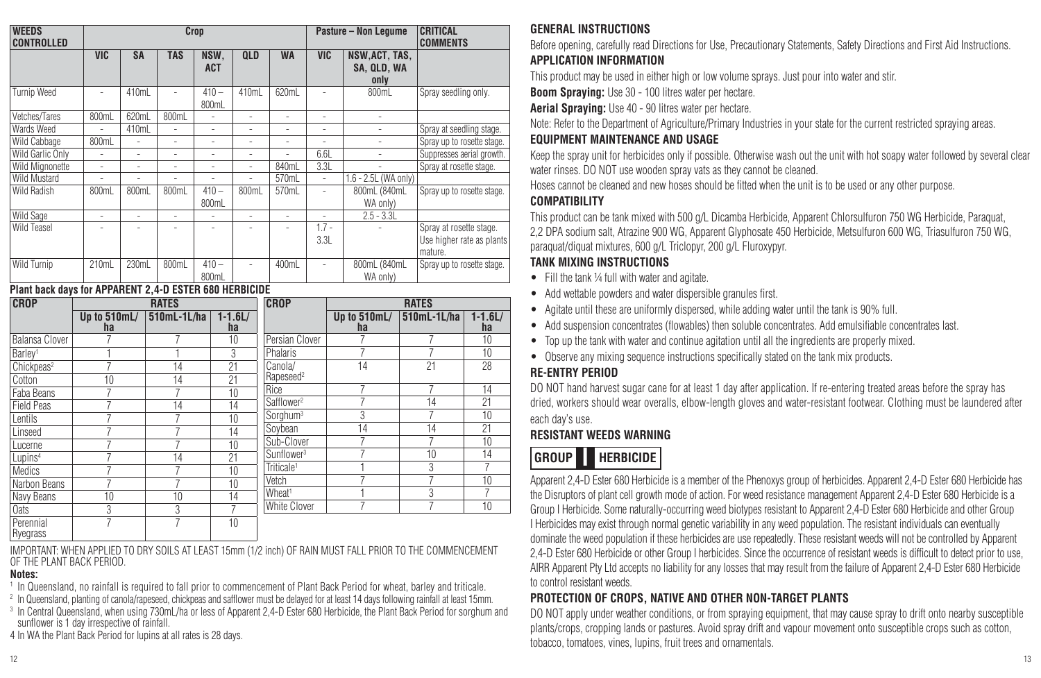| WEEDS CONTROLLED | Crop | | | | | | Pasture – Non Legume | | CRITICAL COMMENTS |
|---|---|---|---|---|---|---|---|---|---|
| | VIC | SA | TAS | NSW, ACT | QLD | WA | VIC | NSW,ACT, TAS, SA, QLD, WA only | |
| Turnip Weed | - | 410mL | - | 410 – 800mL | 410mL | 620mL | - | 800mL | Spray seedling only. |
| Vetches/Tares | 800mL | 620mL | 800mL | - | - | - | - | - | |
| Wards Weed | - | 410mL | - | - | - | - | - | - | Spray at seedling stage. |
| Wild Cabbage | 800mL | - | - | - | - | - | - | - | Spray up to rosette stage. |
| Wild Garlic Only | - | - | - | - | - | - | 6.6L | - | Suppresses aerial growth. |
| Wild Mignonette | - | - | - | - | - | 840mL | 3.3L | - | Spray at rosette stage. |
| Wild Mustard | - | - | - | - | - | 570mL | - | 1.6 - 2.5L (WA only) | |
| Wild Radish | 800mL | 800mL | 800mL | 410 – 800mL | 800mL | 570mL | - | 800mL (840mL WA only) | Spray up to rosette stage. |
| Wild Sage | - | - | - | - | - | - | - | 2.5 - 3.3L | |
| Wild Teasel | - | - | - | - | - | - | 1.7 - 3.3L | - | Spray at rosette stage. Use higher rate as plants mature. |
| Wild Turnip | 210mL | 230mL | 800mL | 410 – 800mL | - | 400mL | - | 800mL (840mL WA only) | Spray up to rosette stage. |

**Plant back days for APPARENT 2,4-D ESTER 680 HERBICIDE**

| CROP | RATES | | |
|---|---|---|---|
| | Up to 510mL/ha | 510mL-1L/ha | 1-1.6L/ha |
| Balansa Clover | 7 | 7 | 10 |
| Barley[1] | 1 | 1 | 3 |
| Chickpeas[2] | 7 | 14 | 21 |
| Cotton | 10 | 14 | 21 |
| Faba Beans | 7 | 7 | 10 |
| Field Peas | 7 | 14 | 14 |
| Lentils | 7 | 7 | 10 |
| Linseed | 7 | 7 | 14 |
| Lucerne | 7 | 7 | 10 |
| Lupins[4] | 7 | 14 | 21 |
| Medics | 7 | 7 | 10 |
| Narbon Beans | 7 | 7 | 10 |
| Navy Beans | 10 | 10 | 14 |
| Oats | 3 | 3 | 7 |
| Perennial Ryegrass | 7 | 7 | 10 |
| Persian Clover | 7 | 7 | 10 |
| Phalaris | 7 | 7 | 10 |
| Canola/ Rapeseed[2] | 14 | 21 | 28 |
| Rice | 7 | 7 | 14 |
| Safflower[2] | 7 | 14 | 21 |
| Sorghum[3] | 3 | 7 | 10 |
| Soybean | 14 | 14 | 21 |
| Sub-Clover | 7 | 7 | 10 |
| Sunflower[3] | 7 | 10 | 14 |
| Triticale[1] | 1 | 3 | 7 |
| Vetch | 7 | 7 | 10 |
| Wheat[1] | 1 | 3 | 7 |
| White Clover | 7 | 7 | 10 |

IMPORTANT: WHEN APPLIED TO DRY SOILS AT LEAST 15mm (1/2 inch) OF RAIN MUST FALL PRIOR TO THE COMMENCEMENT OF THE PLANT BACK PERIOD.

**Notes:**

[1] In Queensland, no rainfall is required to fall prior to commencement of Plant Back Period for wheat, barley and triticale.

[2] In Queensland, planting of canola/rapeseed, chickpeas and safflower must be delayed for at least 14 days following rainfall at least 15mm.

[3] In Central Queensland, when using 730mL/ha or less of Apparent 2,4-D Ester 680 Herbicide, the Plant Back Period for sorghum and sunflower is 1 day irrespective of rainfall.

4 In WA the Plant Back Period for lupins at all rates is 28 days.

## GENERAL INSTRUCTIONS

Before opening, carefully read Directions for Use, Precautionary Statements, Safety Directions and First Aid Instructions.

## APPLICATION INFORMATION

This product may be used in either high or low volume sprays. Just pour into water and stir.

**Boom Spraying:** Use 30 - 100 litres water per hectare.

**Aerial Spraying:** Use 40 - 90 litres water per hectare.

Note: Refer to the Department of Agriculture/Primary Industries in your state for the current restricted spraying areas.

## EQUIPMENT MAINTENANCE AND USAGE

Keep the spray unit for herbicides only if possible. Otherwise wash out the unit with hot soapy water followed by several clear water rinses. DO NOT use wooden spray vats as they cannot be cleaned.

Hoses cannot be cleaned and new hoses should be fitted when the unit is to be used or any other purpose.

## COMPATIBILITY

This product can be tank mixed with 500 g/L Dicamba Herbicide, Apparent Chlorsulfuron 750 WG Herbicide, Paraquat, 2,2 DPA sodium salt, Atrazine 900 WG, Apparent Glyphosate 450 Herbicide, Metsulfuron 600 WG, Triasulfuron 750 WG, paraquat/diquat mixtures, 600 g/L Triclopyr, 200 g/L Fluroxypyr.

## TANK MIXING INSTRUCTIONS

- Fill the tank ¼ full with water and agitate.
- Add wettable powders and water dispersible granules first.
- Agitate until these are uniformly dispersed, while adding water until the tank is 90% full.
- Add suspension concentrates (flowables) then soluble concentrates. Add emulsifiable concentrates last.
- Top up the tank with water and continue agitation until all the ingredients are properly mixed.
- Observe any mixing sequence instructions specifically stated on the tank mix products.

## RE-ENTRY PERIOD

DO NOT hand harvest sugar cane for at least 1 day after application. If re-entering treated areas before the spray has dried, workers should wear overalls, elbow-length gloves and water-resistant footwear. Clothing must be laundered after each day's use.

## RESISTANT WEEDS WARNING

**GROUP I HERBICIDE**

Apparent 2,4-D Ester 680 Herbicide is a member of the Phenoxys group of herbicides. Apparent 2,4-D Ester 680 Herbicide has the Disruptors of plant cell growth mode of action. For weed resistance management Apparent 2,4-D Ester 680 Herbicide is a Group I Herbicide. Some naturally-occurring weed biotypes resistant to Apparent 2,4-D Ester 680 Herbicide and other Group I Herbicides may exist through normal genetic variability in any weed population. The resistant individuals can eventually dominate the weed population if these herbicides are use repeatedly. These resistant weeds will not be controlled by Apparent 2,4-D Ester 680 Herbicide or other Group I herbicides. Since the occurrence of resistant weeds is difficult to detect prior to use, AIRR Apparent Pty Ltd accepts no liability for any losses that may result from the failure of Apparent 2,4-D Ester 680 Herbicide to control resistant weeds.

## PROTECTION OF CROPS, NATIVE AND OTHER NON-TARGET PLANTS

DO NOT apply under weather conditions, or from spraying equipment, that may cause spray to drift onto nearby susceptible plants/crops, cropping lands or pastures. Avoid spray drift and vapour movement onto susceptible crops such as cotton, tobacco, tomatoes, vines, lupins, fruit trees and ornamentals.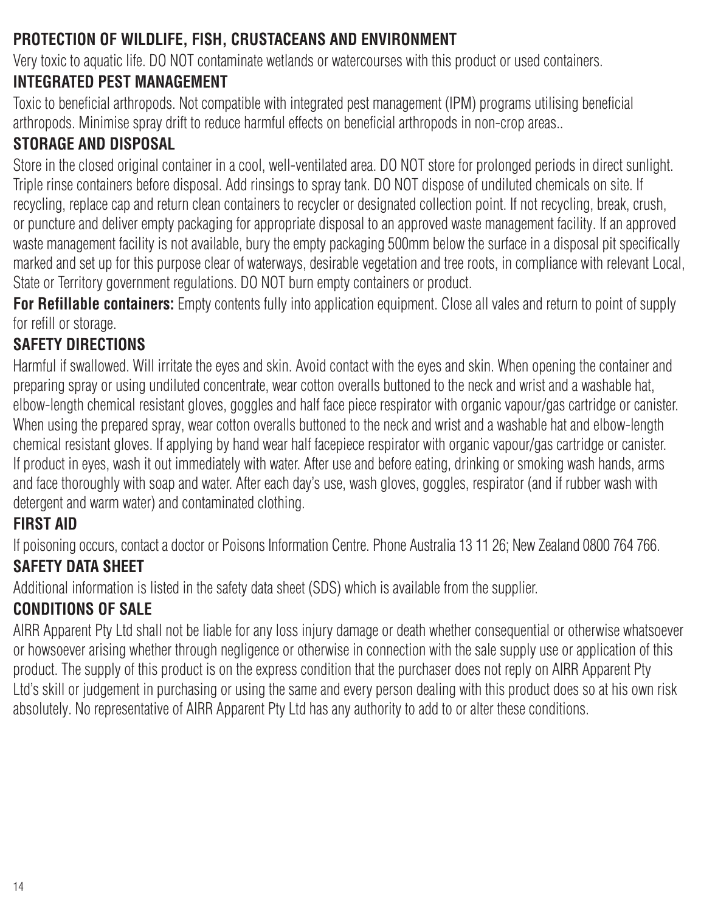## PROTECTION OF WILDLIFE, FISH, CRUSTACEANS AND ENVIRONMENT

Very toxic to aquatic life. DO NOT contaminate wetlands or watercourses with this product or used containers.

## INTEGRATED PEST MANAGEMENT

Toxic to beneficial arthropods. Not compatible with integrated pest management (IPM) programs utilising beneficial arthropods. Minimise spray drift to reduce harmful effects on beneficial arthropods in non-crop areas..

## STORAGE AND DISPOSAL

Store in the closed original container in a cool, well-ventilated area. DO NOT store for prolonged periods in direct sunlight. Triple rinse containers before disposal. Add rinsings to spray tank. DO NOT dispose of undiluted chemicals on site. If recycling, replace cap and return clean containers to recycler or designated collection point. If not recycling, break, crush, or puncture and deliver empty packaging for appropriate disposal to an approved waste management facility. If an approved waste management facility is not available, bury the empty packaging 500mm below the surface in a disposal pit specifically marked and set up for this purpose clear of waterways, desirable vegetation and tree roots, in compliance with relevant Local, State or Territory government regulations. DO NOT burn empty containers or product.

**For Refillable containers:** Empty contents fully into application equipment. Close all vales and return to point of supply for refill or storage.

## SAFETY DIRECTIONS

Harmful if swallowed. Will irritate the eyes and skin. Avoid contact with the eyes and skin. When opening the container and preparing spray or using undiluted concentrate, wear cotton overalls buttoned to the neck and wrist and a washable hat, elbow-length chemical resistant gloves, goggles and half face piece respirator with organic vapour/gas cartridge or canister. When using the prepared spray, wear cotton overalls buttoned to the neck and wrist and a washable hat and elbow-length chemical resistant gloves. If applying by hand wear half facepiece respirator with organic vapour/gas cartridge or canister. If product in eyes, wash it out immediately with water. After use and before eating, drinking or smoking wash hands, arms and face thoroughly with soap and water. After each day's use, wash gloves, goggles, respirator (and if rubber wash with detergent and warm water) and contaminated clothing.

## FIRST AID

If poisoning occurs, contact a doctor or Poisons Information Centre. Phone Australia 13 11 26; New Zealand 0800 764 766.

## SAFETY DATA SHEET

Additional information is listed in the safety data sheet (SDS) which is available from the supplier.

## CONDITIONS OF SALE

AIRR Apparent Pty Ltd shall not be liable for any loss injury damage or death whether consequential or otherwise whatsoever or howsoever arising whether through negligence or otherwise in connection with the sale supply use or application of this product. The supply of this product is on the express condition that the purchaser does not reply on AIRR Apparent Pty Ltd's skill or judgement in purchasing or using the same and every person dealing with this product does so at his own risk absolutely. No representative of AIRR Apparent Pty Ltd has any authority to add to or alter these conditions.